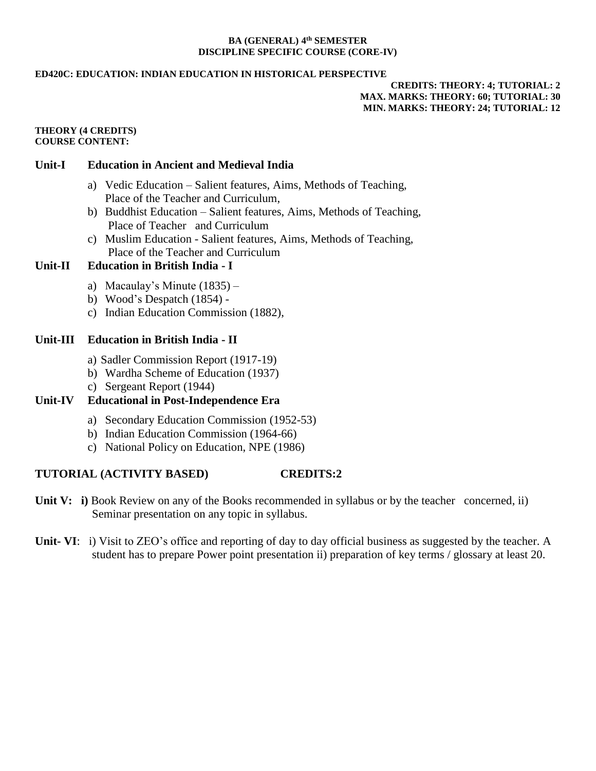**BA (GENERAL) 4th SEMESTER**
**DISCIPLINE SPECIFIC COURSE (CORE-IV)**

**ED420C: EDUCATION: INDIAN EDUCATION IN HISTORICAL PERSPECTIVE**

**CREDITS: THEORY: 4; TUTORIAL: 2**
**MAX. MARKS: THEORY: 60; TUTORIAL: 30**
**MIN. MARKS: THEORY: 24; TUTORIAL: 12**

**THEORY (4 CREDITS)**
**COURSE CONTENT:**

## Unit-I Education in Ancient and Medieval India

a) Vedic Education – Salient features, Aims, Methods of Teaching, Place of the Teacher and Curriculum,
b) Buddhist Education – Salient features, Aims, Methods of Teaching, Place of Teacher and Curriculum
c) Muslim Education - Salient features, Aims, Methods of Teaching, Place of the Teacher and Curriculum

## Unit-II Education in British India - I

a) Macaulay's Minute (1835) –
b) Wood's Despatch (1854) -
c) Indian Education Commission (1882),

## Unit-III Education in British India - II

a) Sadler Commission Report (1917-19)
b) Wardha Scheme of Education (1937)
c) Sergeant Report (1944)

## Unit-IV Educational in Post-Independence Era

a) Secondary Education Commission (1952-53)
b) Indian Education Commission (1964-66)
c) National Policy on Education, NPE (1986)

## TUTORIAL (ACTIVITY BASED) CREDITS:2

**Unit V:** **i)** Book Review on any of the Books recommended in syllabus or by the teacher concerned, ii) Seminar presentation on any topic in syllabus.

**Unit- VI**: i) Visit to ZEO's office and reporting of day to day official business as suggested by the teacher. A student has to prepare Power point presentation ii) preparation of key terms / glossary at least 20.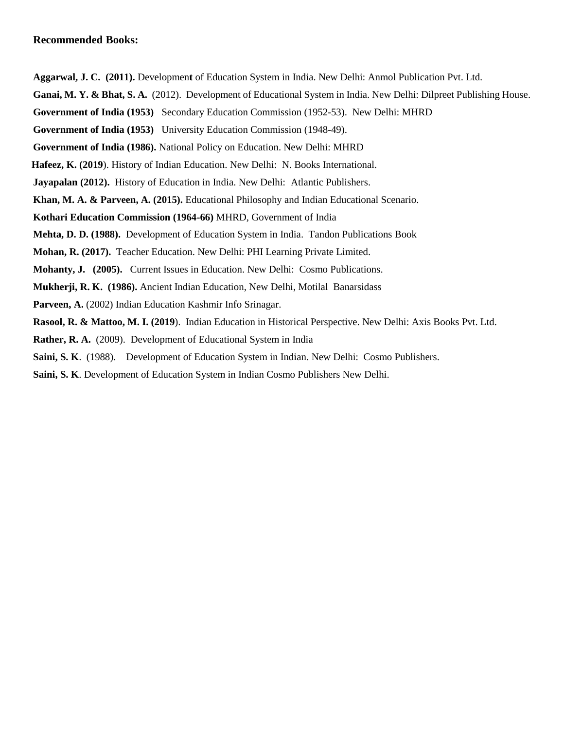### Recommended Books:

**Aggarwal, J. C. (2011).** Development of Education System in India. New Delhi: Anmol Publication Pvt. Ltd.

**Ganai, M. Y. & Bhat, S. A.** (2012). Development of Educational System in India. New Delhi: Dilpreet Publishing House.

**Government of India (1953)** Secondary Education Commission (1952-53). New Delhi: MHRD

**Government of India (1953)** University Education Commission (1948-49).

**Government of India (1986).** National Policy on Education. New Delhi: MHRD

**Hafeez, K. (2019**). History of Indian Education. New Delhi: N. Books International.

**Jayapalan (2012).** History of Education in India. New Delhi: Atlantic Publishers.

**Khan, M. A. & Parveen, A. (2015).** Educational Philosophy and Indian Educational Scenario.

**Kothari Education Commission (1964-66)** MHRD, Government of India

**Mehta, D. D. (1988).** Development of Education System in India. Tandon Publications Book

**Mohan, R. (2017).** Teacher Education. New Delhi: PHI Learning Private Limited.

**Mohanty, J. (2005).** Current Issues in Education. New Delhi: Cosmo Publications.

**Mukherji, R. K. (1986).** Ancient Indian Education, New Delhi, Motilal Banarsidass

**Parveen, A.** (2002) Indian Education Kashmir Info Srinagar.

**Rasool, R. & Mattoo, M. I. (2019**). Indian Education in Historical Perspective. New Delhi: Axis Books Pvt. Ltd.

**Rather, R. A.** (2009). Development of Educational System in India

**Saini, S. K**. (1988). Development of Education System in Indian. New Delhi: Cosmo Publishers.

**Saini, S. K**. Development of Education System in Indian Cosmo Publishers New Delhi.